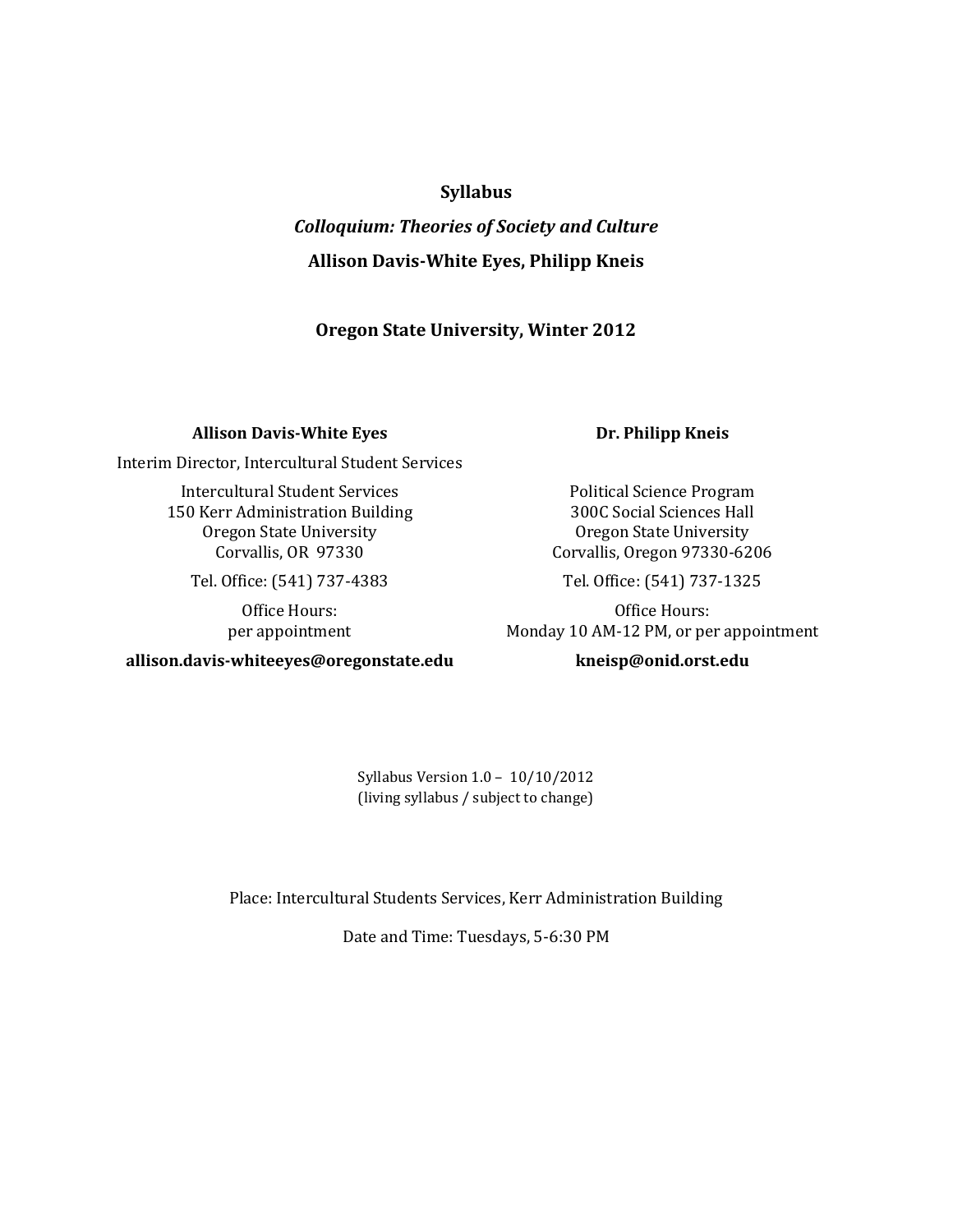**Syllabus**

***Colloquium: Theories of Society and Culture***

**Allison Davis-White Eyes, Philipp Kneis**

**Oregon State University, Winter 2012**

**Allison Davis-White Eyes**

Interim Director, Intercultural Student Services

Intercultural Student Services
150 Kerr Administration Building
Oregon State University
Corvallis, OR 97330

Tel. Office: (541) 737-4383

Office Hours:
per appointment

**allison.davis-whiteeyes@oregonstate.edu**

**Dr. Philipp Kneis**

Political Science Program
300C Social Sciences Hall
Oregon State University
Corvallis, Oregon 97330-6206

Tel. Office: (541) 737-1325

Office Hours:
Monday 10 AM-12 PM, or per appointment

**kneisp@onid.orst.edu**

Syllabus Version 1.0 – 10/10/2012
(living syllabus / subject to change)

Place: Intercultural Students Services, Kerr Administration Building

Date and Time: Tuesdays, 5-6:30 PM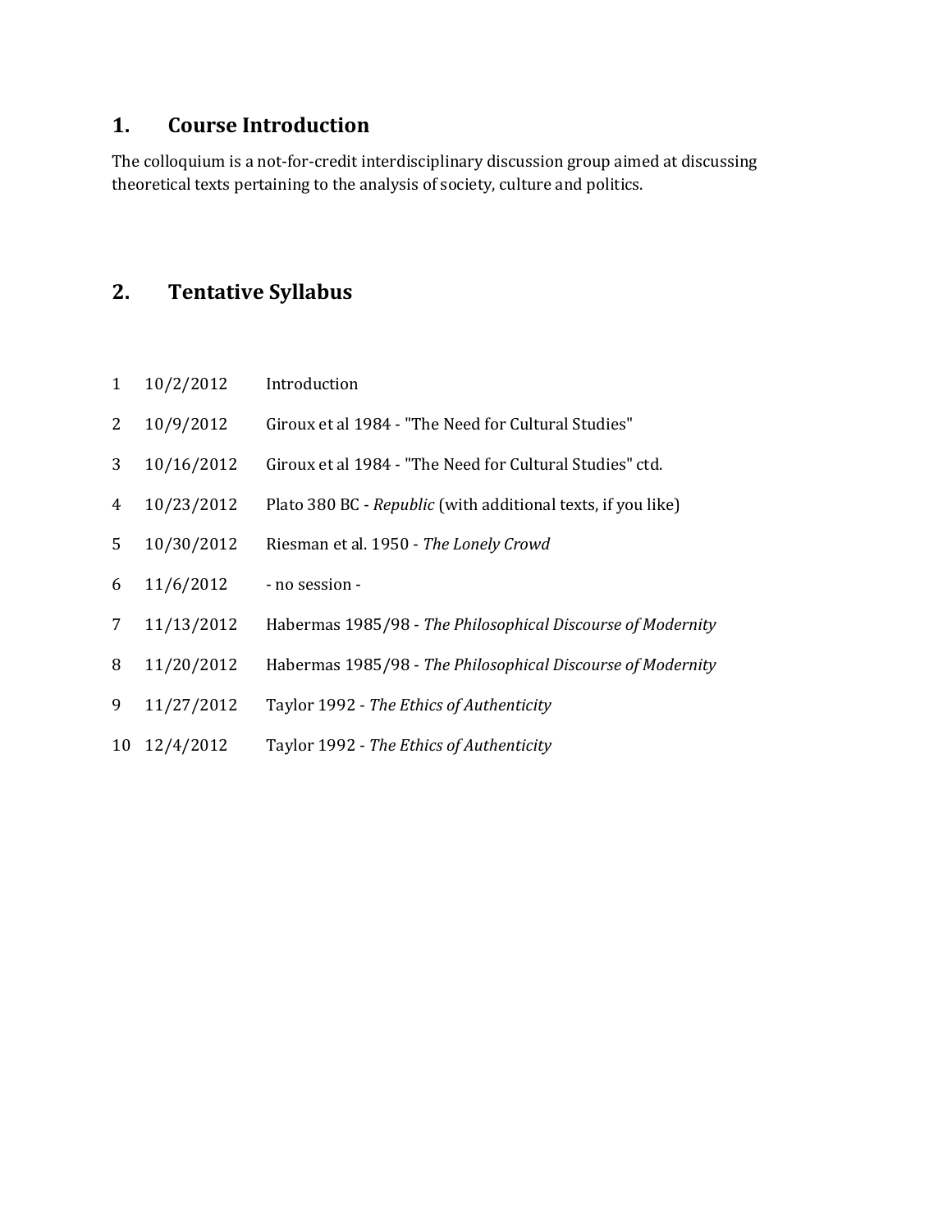## 1. Course Introduction

The colloquium is a not-for-credit interdisciplinary discussion group aimed at discussing theoretical texts pertaining to the analysis of society, culture and politics.

## 2. Tentative Syllabus

| | | |
|---|---|---|
| 1 | 10/2/2012 | Introduction |
| 2 | 10/9/2012 | Giroux et al 1984 - "The Need for Cultural Studies" |
| 3 | 10/16/2012 | Giroux et al 1984 - "The Need for Cultural Studies" ctd. |
| 4 | 10/23/2012 | Plato 380 BC - *Republic* (with additional texts, if you like) |
| 5 | 10/30/2012 | Riesman et al. 1950 - *The Lonely Crowd* |
| 6 | 11/6/2012 | - no session - |
| 7 | 11/13/2012 | Habermas 1985/98 - *The Philosophical Discourse of Modernity* |
| 8 | 11/20/2012 | Habermas 1985/98 - *The Philosophical Discourse of Modernity* |
| 9 | 11/27/2012 | Taylor 1992 - *The Ethics of Authenticity* |
| 10 | 12/4/2012 | Taylor 1992 - *The Ethics of Authenticity* |